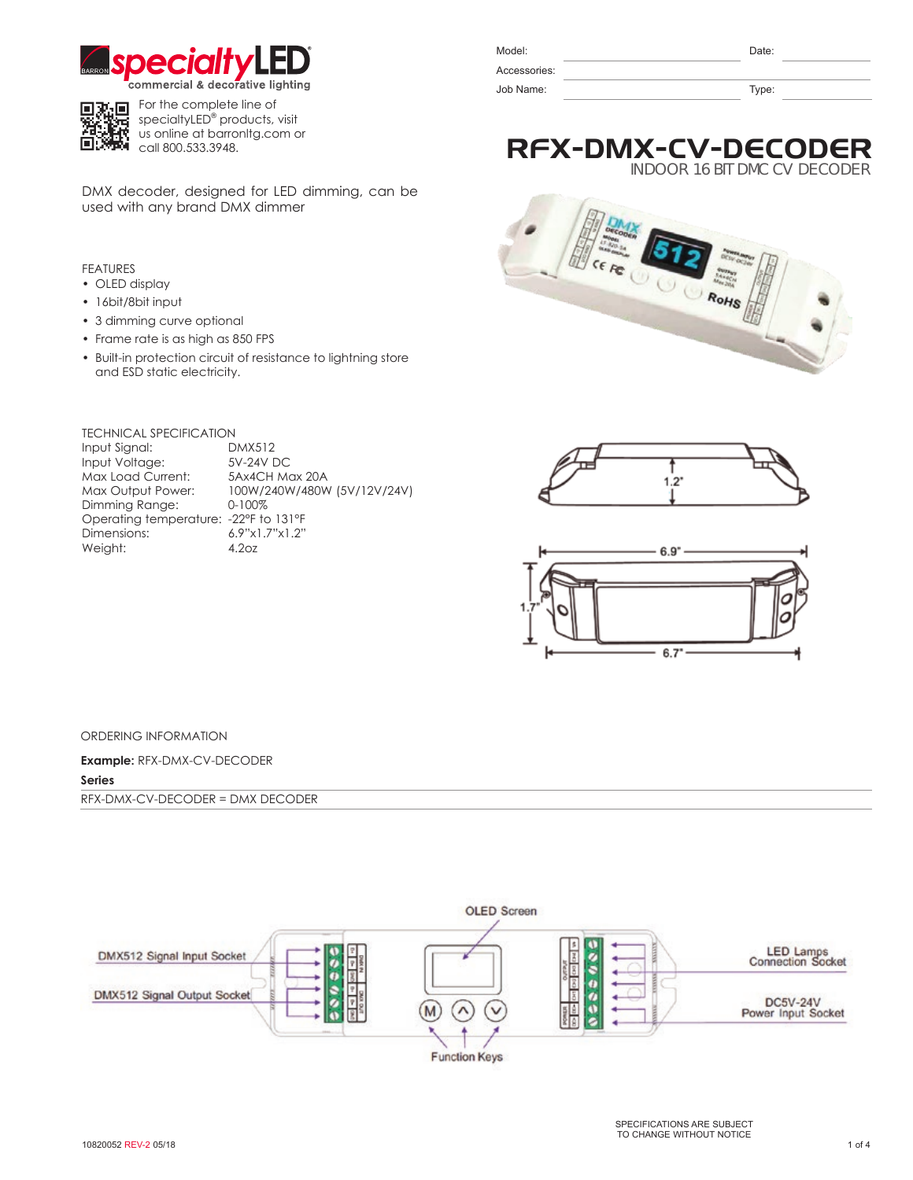specialtyLED®
commercial & decorative lighting

For the complete line of specialtyLED® products, visit us online at barronltg.com or call 800.533.3948.

| Model: | | Date: | |
|---|---|---|---|
| Accessories: | | | |
| Job Name: | | Type: | |

# RFX-DMX-CV-DECODER

## INDOOR 16 BIT DMC CV DECODER

DMX decoder, designed for LED dimming, can be used with any brand DMX dimmer

FEATURES

- OLED display
- 16bit/8bit input
- 3 dimming curve optional
- Frame rate is as high as 850 FPS
- Built-in protection circuit of resistance to lightning store and ESD static electricity.

TECHNICAL SPECIFICATION

| | |
|---|---|
| Input Signal: | DMX512 |
| Input Voltage: | 5V-24V DC |
| Max Load Current: | 5Ax4CH Max 20A |
| Max Output Power: | 100W/240W/480W (5V/12V/24V) |
| Dimming Range: | 0-100% |
| Operating temperature: | -22°F to 131°F |
| Dimensions: | 6.9"x1.7"x1.2" |
| Weight: | 4.2oz |

1.2"

6.9"

1.7"

6.7"

ORDERING INFORMATION

**Example:** RFX-DMX-CV-DECODER

**Series**

RFX-DMX-CV-DECODER = DMX DECODER

OLED Screen

DMX512 Signal Input Socket

DMX512 Signal Output Socket

Function Keys

LED Lamps Connection Socket

DC5V-24V Power Input Socket

SPECIFICATIONS ARE SUBJECT TO CHANGE WITHOUT NOTICE

10820052 REV-2 05/18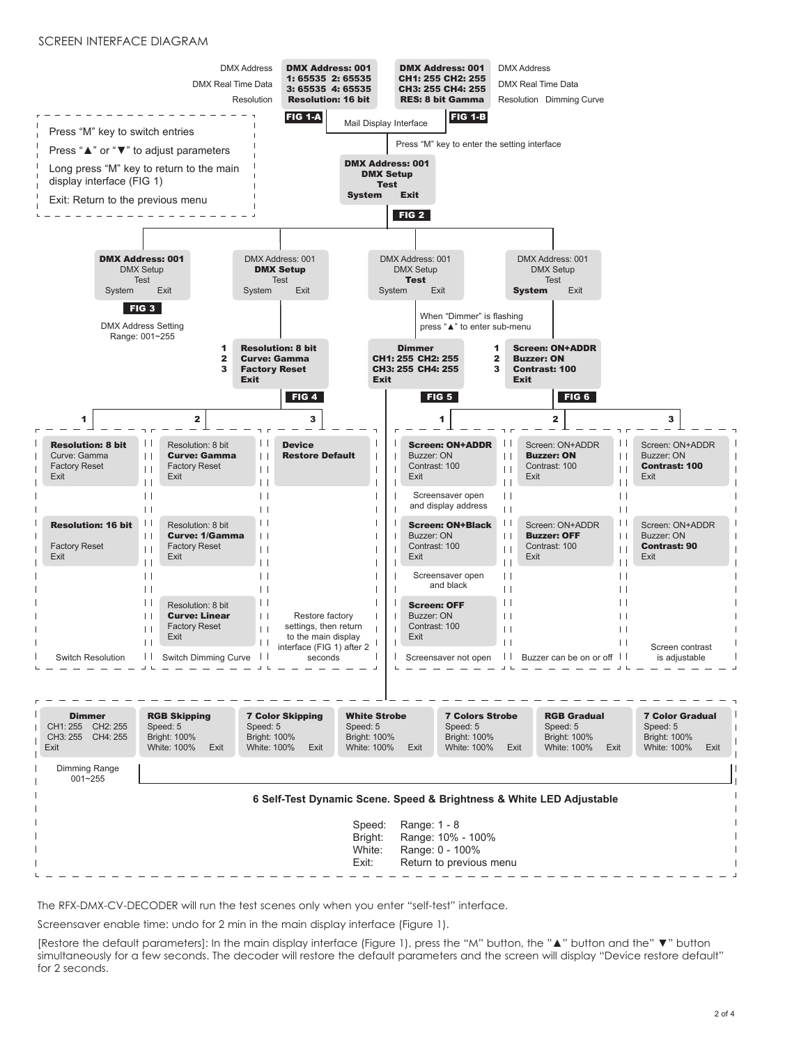SCREEN INTERFACE DIAGRAM

**FIG 1-A** — DMX Address / DMX Real Time Data / Resolution

**DMX Address: 001**
**1: 65535 2: 65535**
**3: 65535 4: 65535**
**Resolution: 16 bit**

**FIG 1-B** — DMX Address / DMX Real Time Data / Resolution Dimming Curve

**DMX Address: 001**
**CH1: 255 CH2: 255**
**CH3: 255 CH4: 255**
**RES: 8 bit Gamma**

Mail Display Interface

- Press "M" key to switch entries
- Press "▲" or "▼" to adjust parameters
- Long press "M" key to return to the main display interface (FIG 1)
- Exit: Return to the previous menu

Press "M" key to enter the setting interface

**FIG 2**

**DMX Address: 001**
**DMX Setup**
**Test**
**System Exit**

**FIG 3**

**DMX Address: 001**
DMX Setup
Test
System Exit

DMX Address Setting
Range: 001~255

**FIG 4**

DMX Address: 001
**DMX Setup**
Test
System Exit

1. **Resolution: 8 bit**
2. **Curve: Gamma**
3. **Factory Reset**

**Exit**

**FIG 5**

DMX Address: 001
DMX Setup
**Test**
System Exit

When "Dimmer" is flashing press "▲" to enter sub-menu

**Dimmer**
**CH1: 255 CH2: 255**
**CH3: 255 CH4: 255**
**Exit**

**FIG 6**

DMX Address: 001
DMX Setup
Test
**System** Exit

1. **Screen: ON+ADDR**
2. **Buzzer: ON**
3. **Contrast: 100**

**Exit**

**FIG 4 sub-menus**

1 — Switch Resolution

| | |
|---|---|
| **Resolution: 8 bit** / Curve: Gamma / Factory Reset / Exit | **Resolution: 16 bit** / Factory Reset / Exit |

2 — Switch Dimming Curve

| | | |
|---|---|---|
| Resolution: 8 bit / **Curve: Gamma** / Factory Reset / Exit | Resolution: 8 bit / **Curve: 1/Gamma** / Factory Reset / Exit | Resolution: 8 bit / **Curve: Linear** / Factory Reset / Exit |

3 — **Device Restore Default**

Restore factory settings, then return to the main display interface (FIG 1) after 2 seconds

**FIG 6 sub-menus**

1 — Screensaver

| Setting | Description |
|---|---|
| **Screen: ON+ADDR** / Buzzer: ON / Contrast: 100 / Exit | Screensaver open and display address |
| **Screen: ON+Black** / Buzzer: ON / Contrast: 100 / Exit | Screensaver open and black |
| **Screen: OFF** / Buzzer: ON / Contrast: 100 / Exit | Screensaver not open |

2 — Buzzer can be on or off

| | |
|---|---|
| Screen: ON+ADDR / **Buzzer: ON** / Contrast: 100 / Exit | Screen: ON+ADDR / **Buzzer: OFF** / Contrast: 100 / Exit |

3 — Screen contrast is adjustable

| | |
|---|---|
| Screen: ON+ADDR / Buzzer: ON / **Contrast: 100** / Exit | Screen: ON+ADDR / Buzzer: ON / **Contrast: 90** / Exit |

**FIG 5 sub-menus**

| **Dimmer** | **RGB Skipping** | **7 Color Skipping** | **White Strobe** | **7 Colors Strobe** | **RGB Gradual** | **7 Color Gradual** |
|---|---|---|---|---|---|---|
| CH1: 255 CH2: 255 | Speed: 5 | Speed: 5 | Speed: 5 | Speed: 5 | Speed: 5 | Speed: 5 |
| CH3: 255 CH4: 255 | Bright: 100% | Bright: 100% | Bright: 100% | Bright: 100% | Bright: 100% | Bright: 100% |
| Exit | White: 100% Exit | White: 100% Exit | White: 100% Exit | White: 100% Exit | White: 100% Exit | White: 100% Exit |

Dimming Range 001~255

**6 Self-Test Dynamic Scene. Speed & Brightness & White LED Adjustable**

- Speed: Range: 1 - 8
- Bright: Range: 10% - 100%
- White: Range: 0 - 100%
- Exit: Return to previous menu

The RFX-DMX-CV-DECODER will run the test scenes only when you enter "self-test" interface.

Screensaver enable time: undo for 2 min in the main display interface (Figure 1).

[Restore the default parameters]: In the main display interface (Figure 1), press the "M" button, the "▲" button and the" ▼" button simultaneously for a few seconds. The decoder will restore the default parameters and the screen will display "Device restore default" for 2 seconds.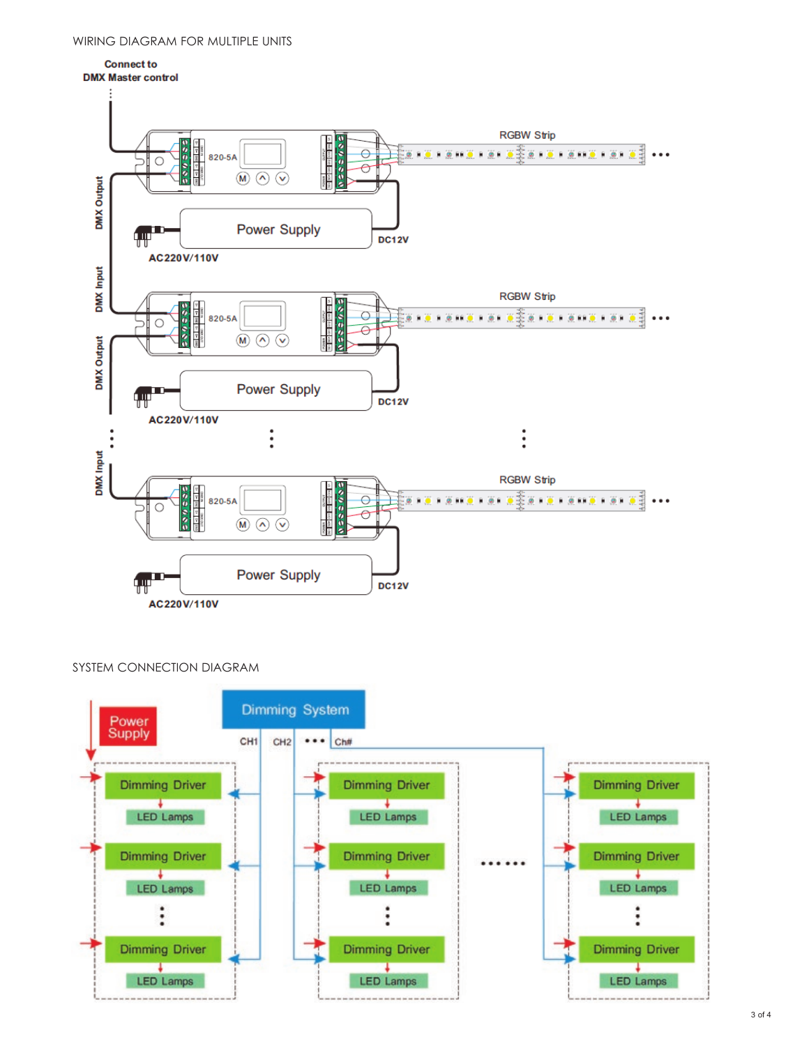WIRING DIAGRAM FOR MULTIPLE UNITS

Connect to
DMX Master control

DMX Output

DMX Input

DMX Output

DMX Input

820-5A

RGBW Strip

Power Supply

DC12V

AC220V/110V

SYSTEM CONNECTION DIAGRAM

Power Supply

Dimming System

CH1 CH2 ••• Ch#

Dimming Driver

LED Lamps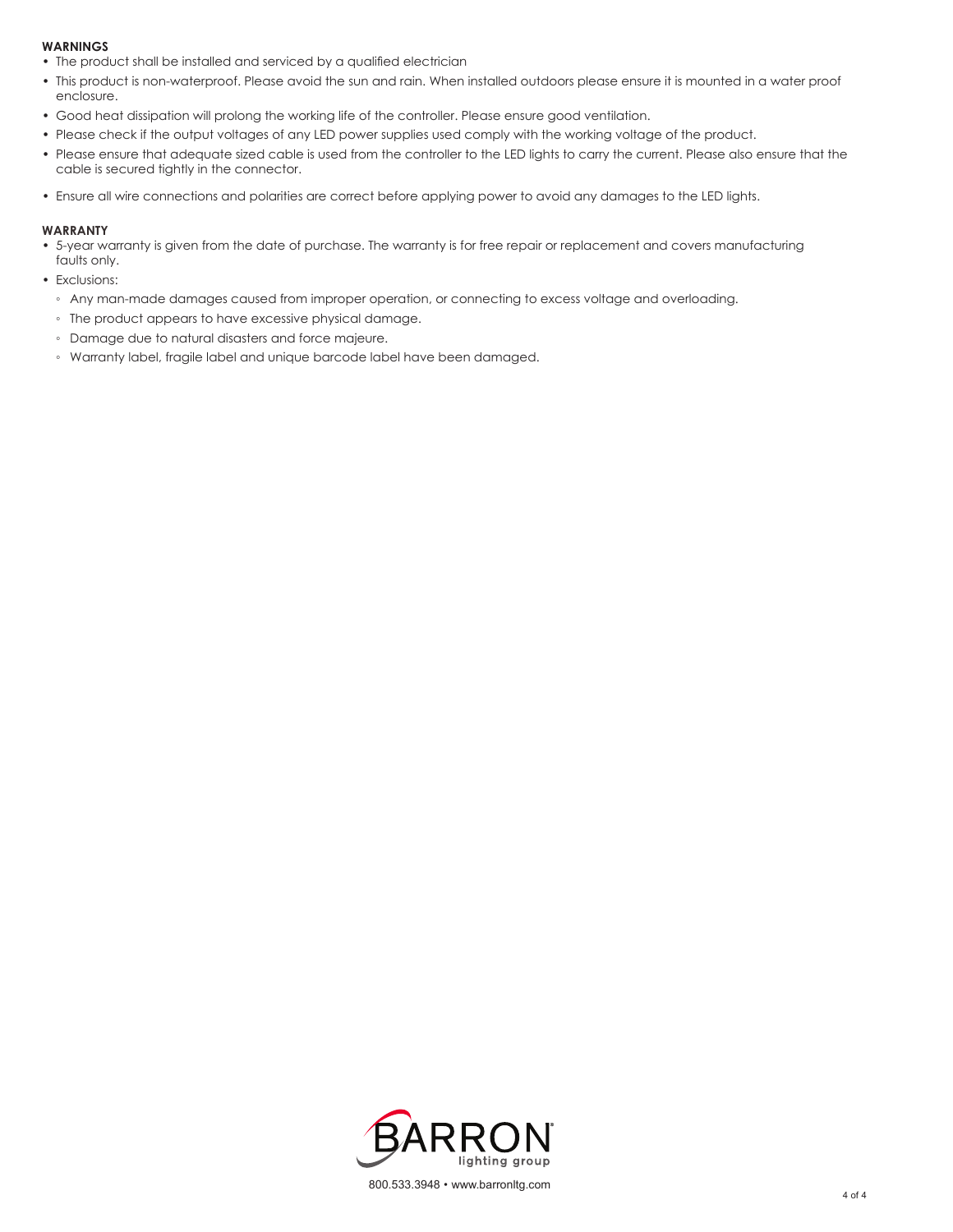**WARNINGS**

- The product shall be installed and serviced by a qualified electrician
- This product is non-waterproof. Please avoid the sun and rain. When installed outdoors please ensure it is mounted in a water proof enclosure.
- Good heat dissipation will prolong the working life of the controller. Please ensure good ventilation.
- Please check if the output voltages of any LED power supplies used comply with the working voltage of the product.
- Please ensure that adequate sized cable is used from the controller to the LED lights to carry the current. Please also ensure that the cable is secured tightly in the connector.
- Ensure all wire connections and polarities are correct before applying power to avoid any damages to the LED lights.

**WARRANTY**

- 5-year warranty is given from the date of purchase. The warranty is for free repair or replacement and covers manufacturing faults only.
- Exclusions:
  - Any man-made damages caused from improper operation, or connecting to excess voltage and overloading.
  - The product appears to have excessive physical damage.
  - Damage due to natural disasters and force majeure.
  - Warranty label, fragile label and unique barcode label have been damaged.

BARRON® lighting group

800.533.3948 • www.barronltg.com